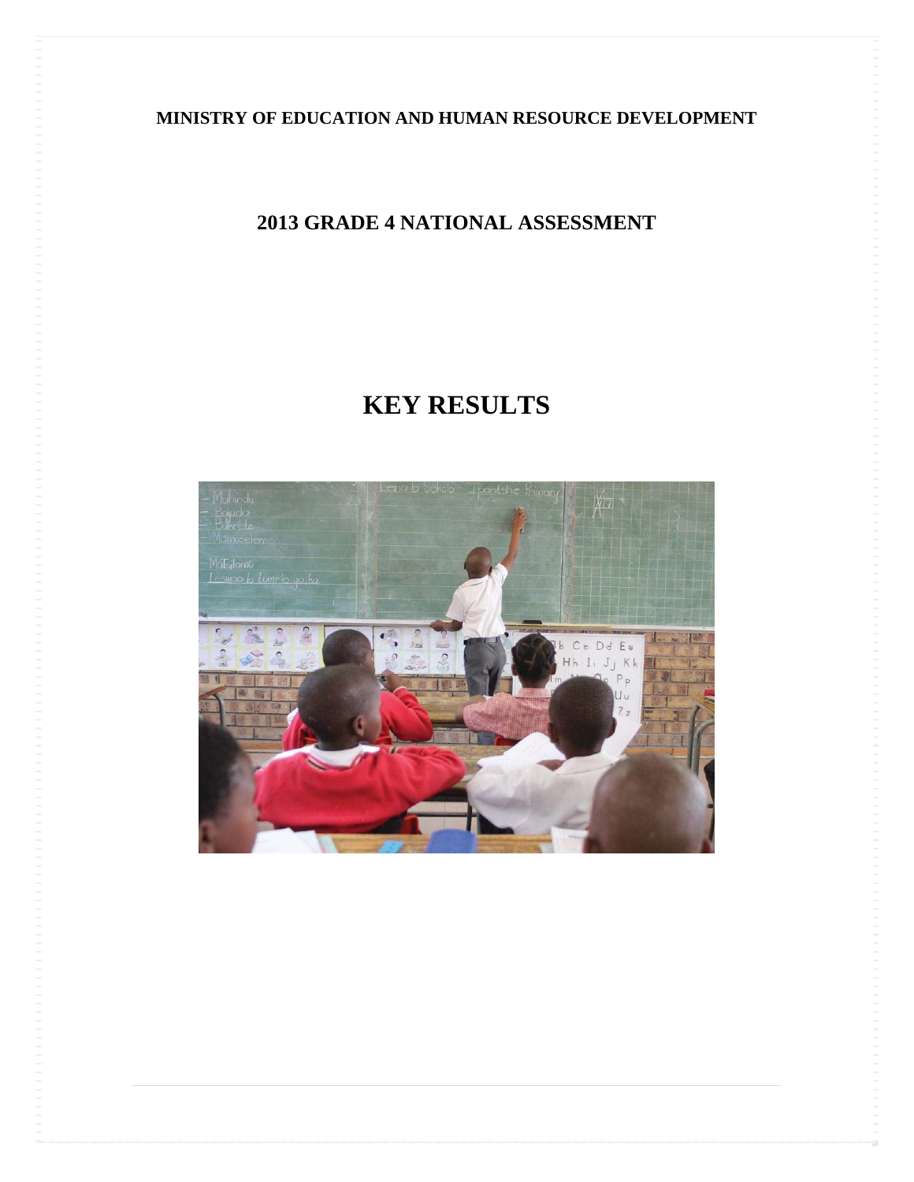**MINISTRY OF EDUCATION AND HUMAN RESOURCE DEVELOPMENT**

## 2013 GRADE 4 NATIONAL ASSESSMENT

# KEY RESULTS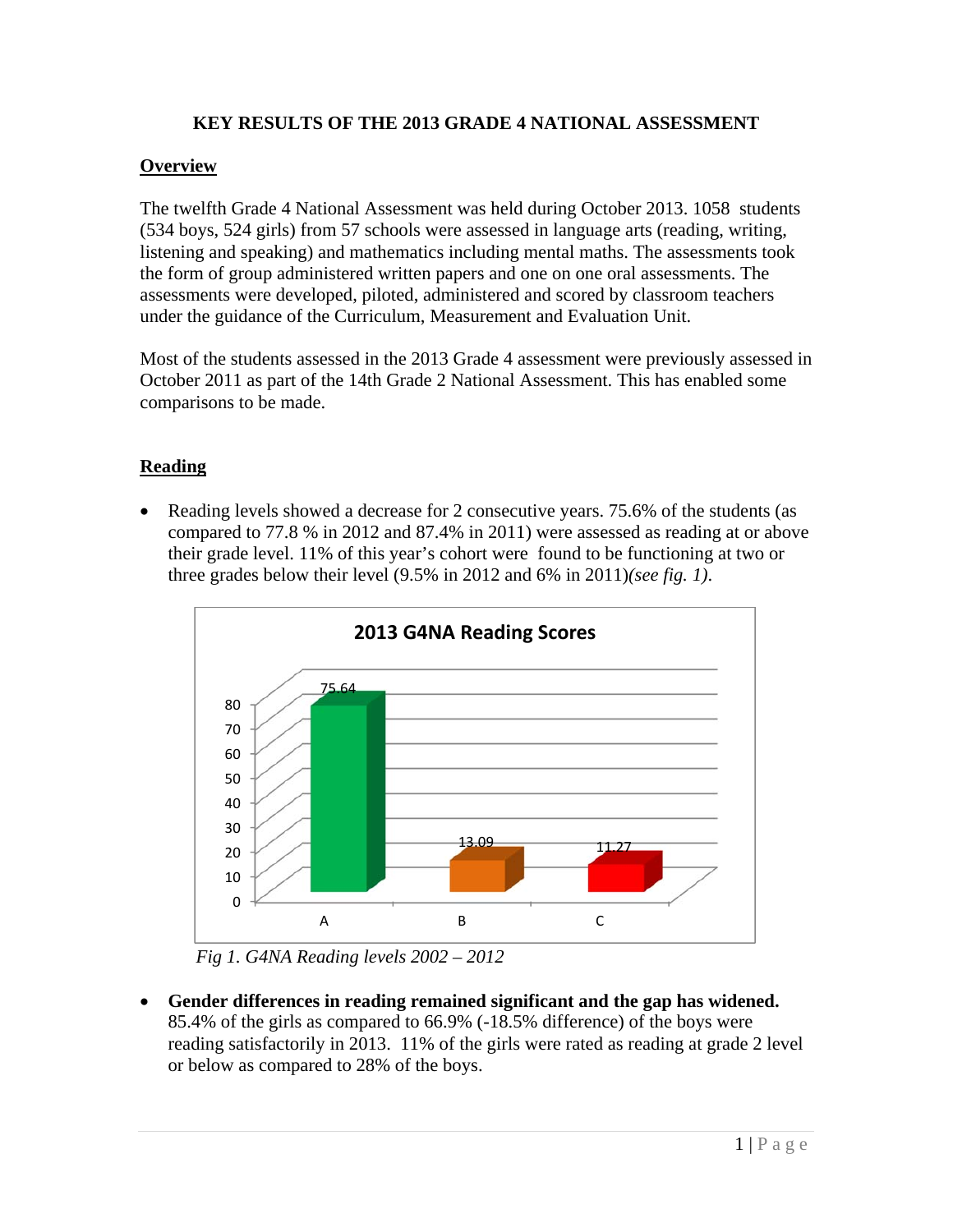**KEY RESULTS OF THE 2013 GRADE 4 NATIONAL ASSESSMENT**

## Overview

The twelfth Grade 4 National Assessment was held during October 2013. 1058 students (534 boys, 524 girls) from 57 schools were assessed in language arts (reading, writing, listening and speaking) and mathematics including mental maths. The assessments took the form of group administered written papers and one on one oral assessments. The assessments were developed, piloted, administered and scored by classroom teachers under the guidance of the Curriculum, Measurement and Evaluation Unit.

Most of the students assessed in the 2013 Grade 4 assessment were previously assessed in October 2011 as part of the 14th Grade 2 National Assessment. This has enabled some comparisons to be made.

## Reading

- Reading levels showed a decrease for 2 consecutive years. 75.6% of the students (as compared to 77.8 % in 2012 and 87.4% in 2011) were assessed as reading at or above their grade level. 11% of this year's cohort were found to be functioning at two or three grades below their level (9.5% in 2012 and 6% in 2011)*(see fig. 1)*.

**2013 G4NA Reading Scores**

| | A | B | C |
|---|---|---|---|
| Score | 75.64 | 13.09 | 11.27 |

*Fig 1. G4NA Reading levels 2002 – 2012*

- **Gender differences in reading remained significant and the gap has widened.** 85.4% of the girls as compared to 66.9% (-18.5% difference) of the boys were reading satisfactorily in 2013. 11% of the girls were rated as reading at grade 2 level or below as compared to 28% of the boys.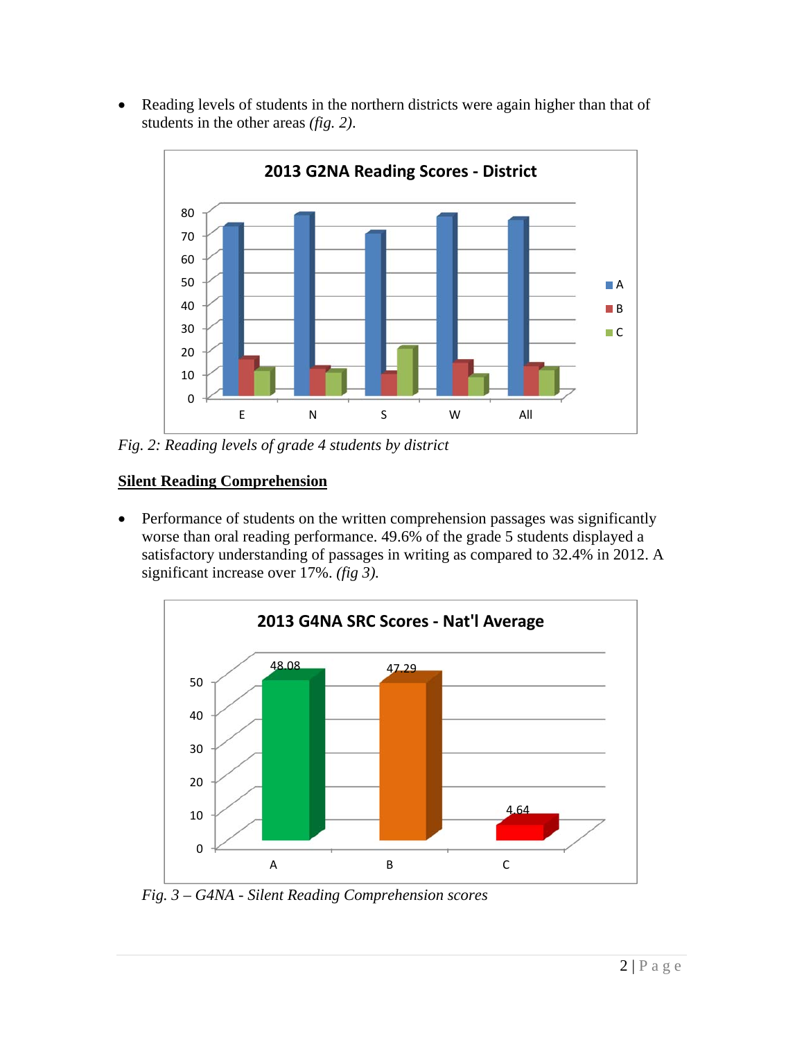- Reading levels of students in the northern districts were again higher than that of students in the other areas *(fig. 2)*.

*Fig. 2: Reading levels of grade 4 students by district*

## <u>Silent Reading Comprehension</u>

- Performance of students on the written comprehension passages was significantly worse than oral reading performance. 49.6% of the grade 5 students displayed a satisfactory understanding of passages in writing as compared to 32.4% in 2012. A significant increase over 17%. *(fig 3)*.

*Fig. 3 – G4NA - Silent Reading Comprehension scores*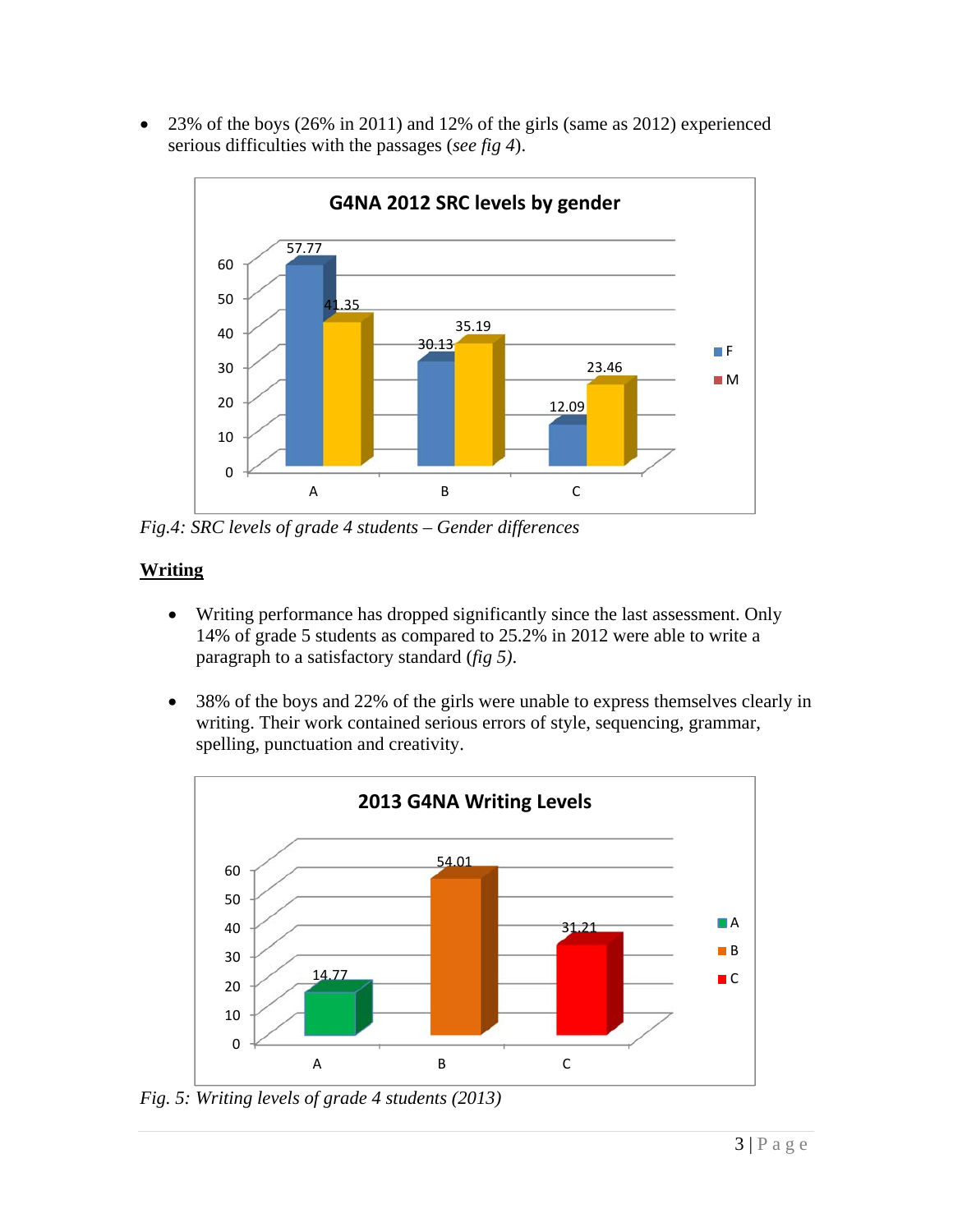- 23% of the boys (26% in 2011) and 12% of the girls (same as 2012) experienced serious difficulties with the passages (*see fig 4*).

*Fig.4: SRC levels of grade 4 students – Gender differences*

## Writing

- Writing performance has dropped significantly since the last assessment. Only 14% of grade 5 students as compared to 25.2% in 2012 were able to write a paragraph to a satisfactory standard (*fig 5)*.

- 38% of the boys and 22% of the girls were unable to express themselves clearly in writing. Their work contained serious errors of style, sequencing, grammar, spelling, punctuation and creativity.

*Fig. 5: Writing levels of grade 4 students (2013)*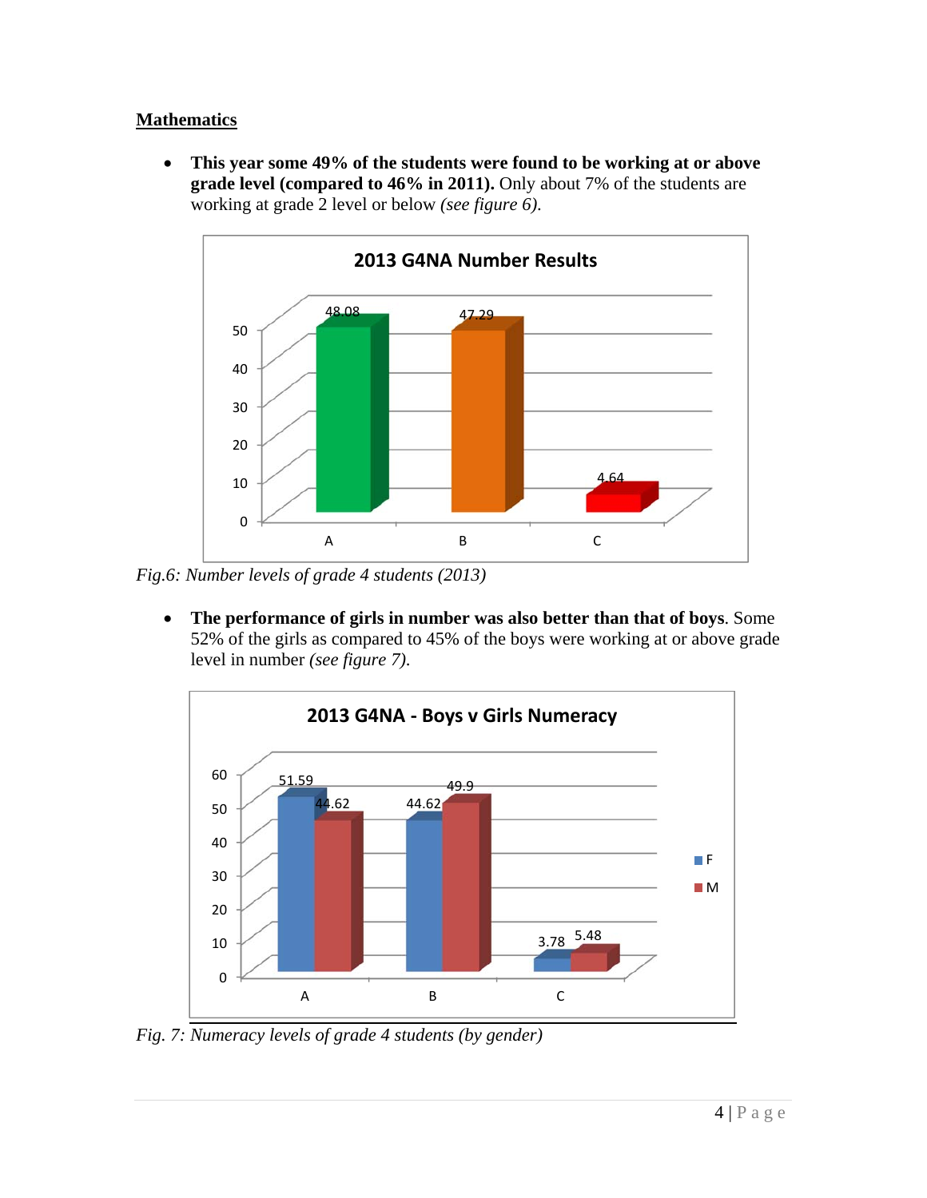**Mathematics**

- **This year some 49% of the students were found to be working at or above grade level (compared to 46% in 2011).** Only about 7% of the students are working at grade 2 level or below *(see figure 6).*

*Fig.6: Number levels of grade 4 students (2013)*

- **The performance of girls in number was also better than that of boys**. Some 52% of the girls as compared to 45% of the boys were working at or above grade level in number *(see figure 7).*

*Fig. 7: Numeracy levels of grade 4 students (by gender)*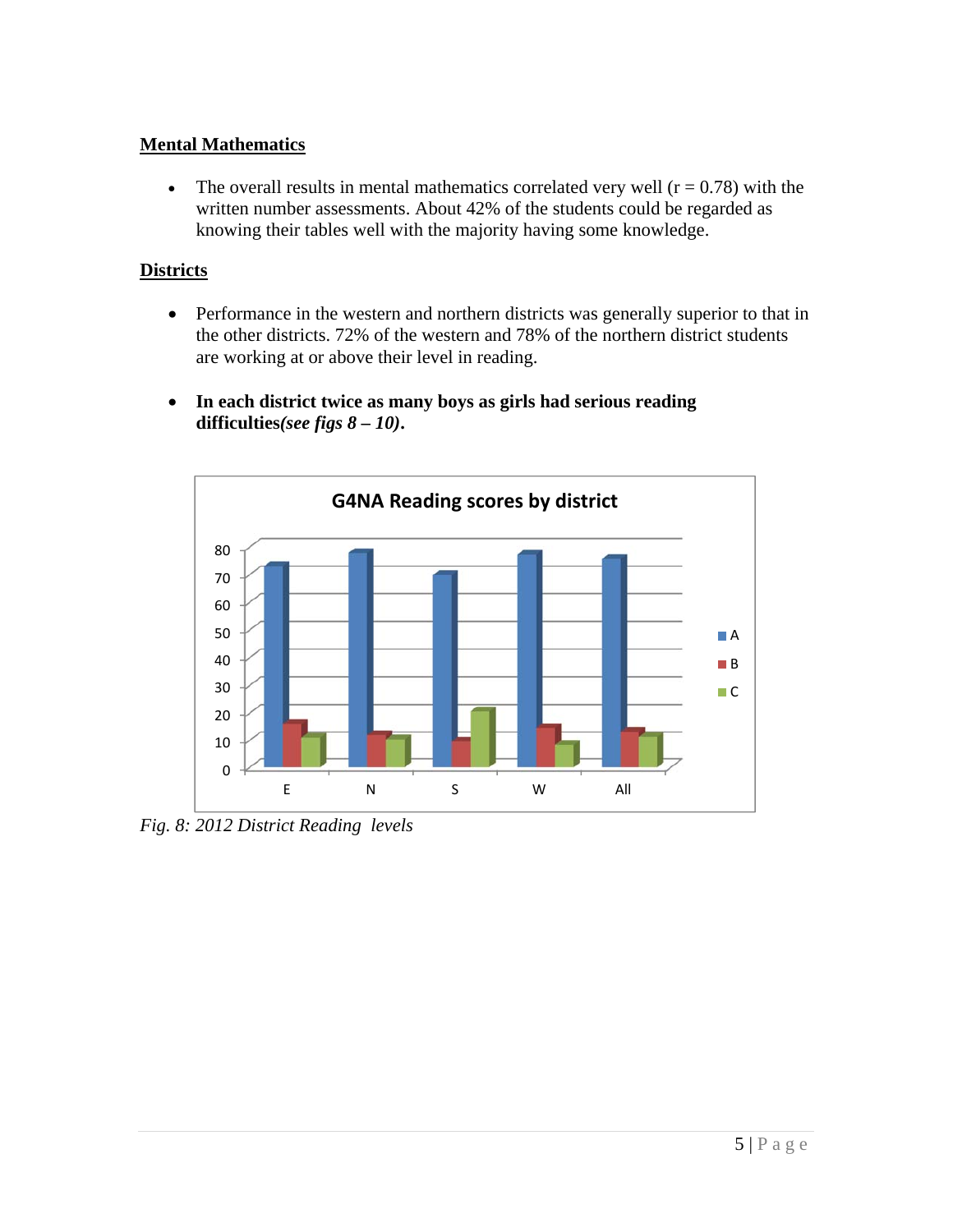## Mental Mathematics

- The overall results in mental mathematics correlated very well ($r = 0.78$) with the written number assessments. About 42% of the students could be regarded as knowing their tables well with the majority having some knowledge.

## Districts

- Performance in the western and northern districts was generally superior to that in the other districts. 72% of the western and 78% of the northern district students are working at or above their level in reading.

- **In each district twice as many boys as girls had serious reading difficulties*(see figs 8 – 10)*.**

*Fig. 8: 2012 District Reading levels*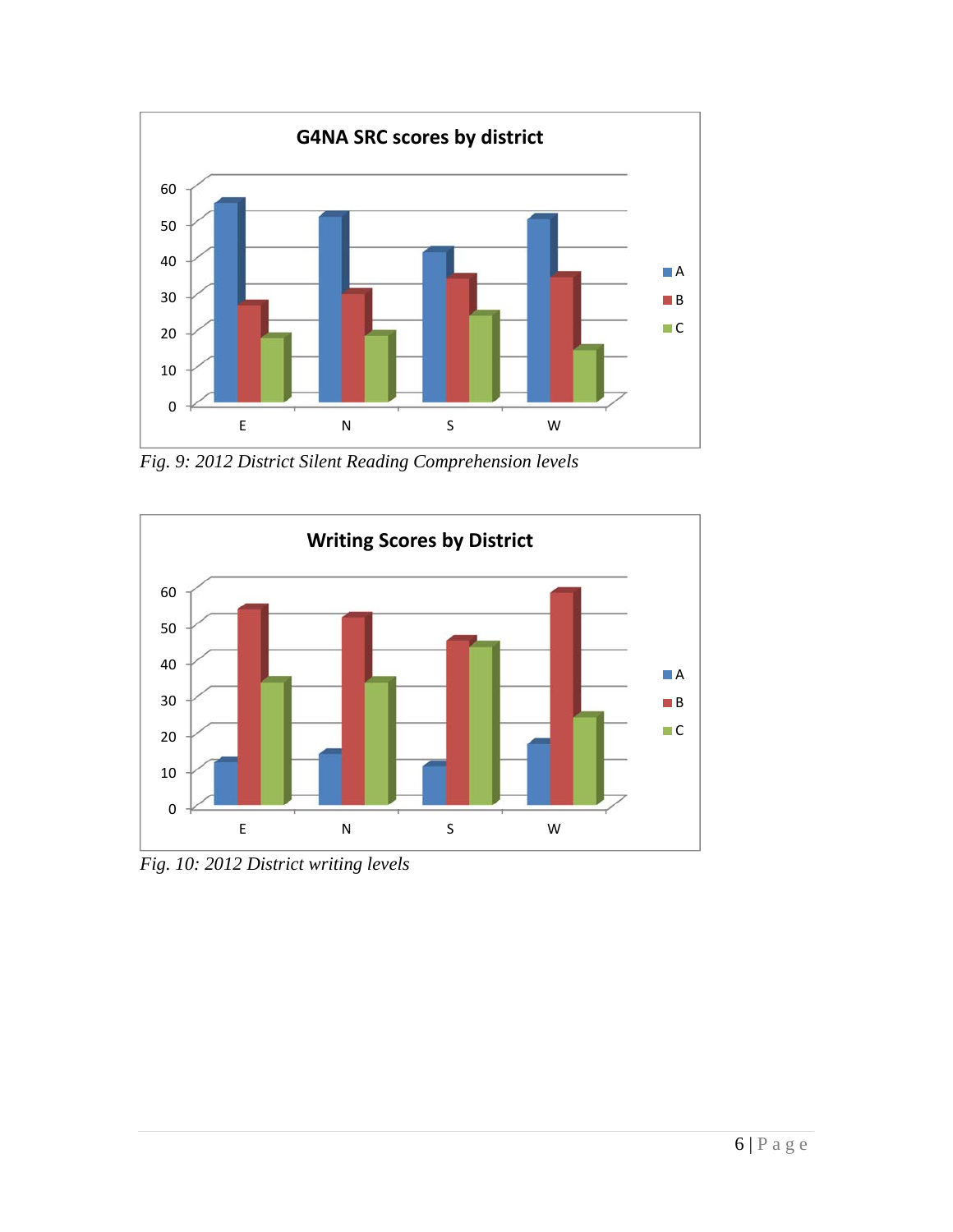*Fig. 9: 2012 District Silent Reading Comprehension levels*

*Fig. 10: 2012 District writing levels*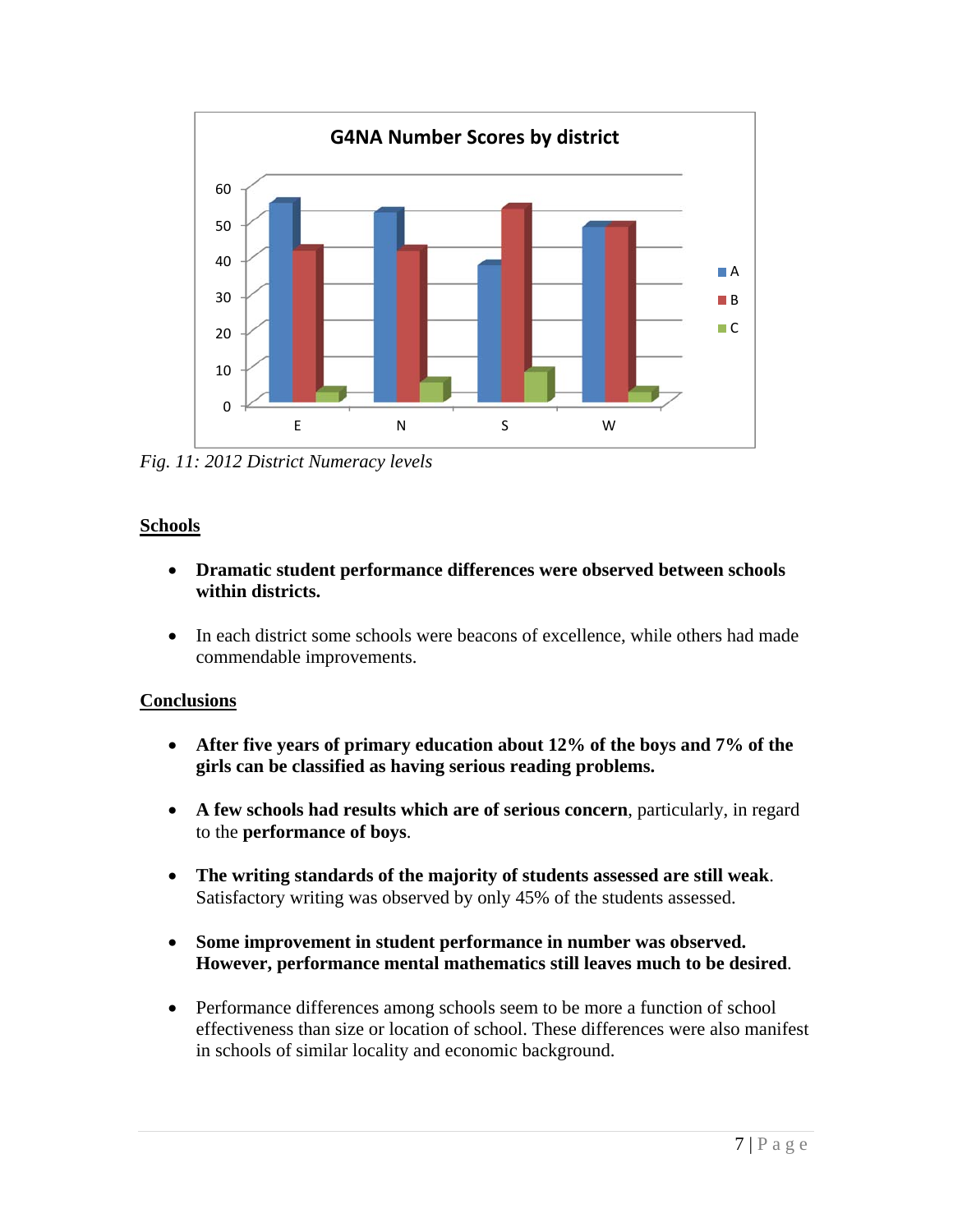*Fig. 11: 2012 District Numeracy levels*

## Schools

- **Dramatic student performance differences were observed between schools within districts.**
- In each district some schools were beacons of excellence, while others had made commendable improvements.

## Conclusions

- **After five years of primary education about 12% of the boys and 7% of the girls can be classified as having serious reading problems.**
- **A few schools had results which are of serious concern**, particularly, in regard to the **performance of boys**.
- **The writing standards of the majority of students assessed are still weak**. Satisfactory writing was observed by only 45% of the students assessed.
- **Some improvement in student performance in number was observed. However, performance mental mathematics still leaves much to be desired**.
- Performance differences among schools seem to be more a function of school effectiveness than size or location of school. These differences were also manifest in schools of similar locality and economic background.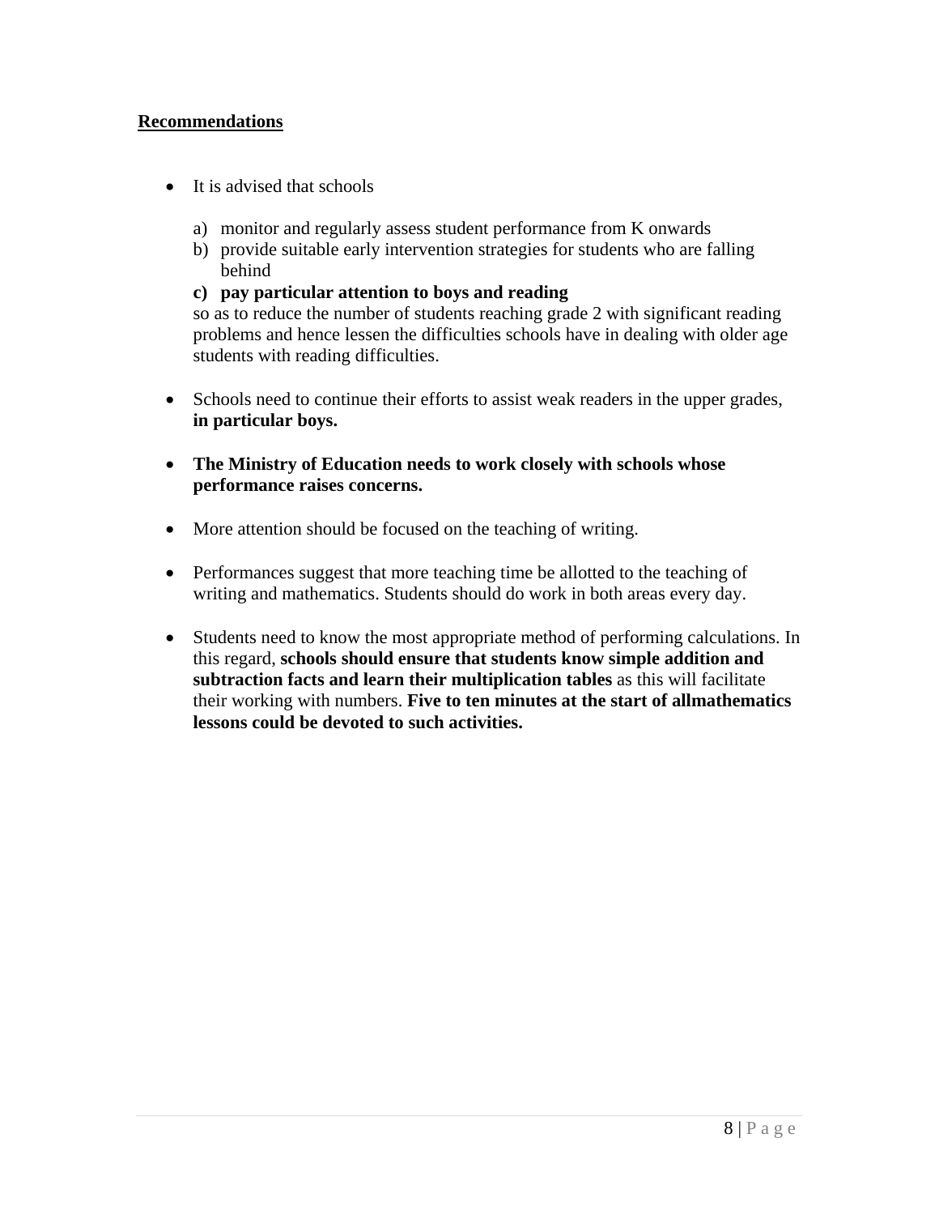## Recommendations

- It is advised that schools

  a) monitor and regularly assess student performance from K onwards
  b) provide suitable early intervention strategies for students who are falling behind
  **c) pay particular attention to boys and reading**

  so as to reduce the number of students reaching grade 2 with significant reading problems and hence lessen the difficulties schools have in dealing with older age students with reading difficulties.

- Schools need to continue their efforts to assist weak readers in the upper grades, **in particular boys.**

- **The Ministry of Education needs to work closely with schools whose performance raises concerns.**

- More attention should be focused on the teaching of writing.

- Performances suggest that more teaching time be allotted to the teaching of writing and mathematics. Students should do work in both areas every day.

- Students need to know the most appropriate method of performing calculations. In this regard, **schools should ensure that students know simple addition and subtraction facts and learn their multiplication tables** as this will facilitate their working with numbers. **Five to ten minutes at the start of allmathematics lessons could be devoted to such activities.**